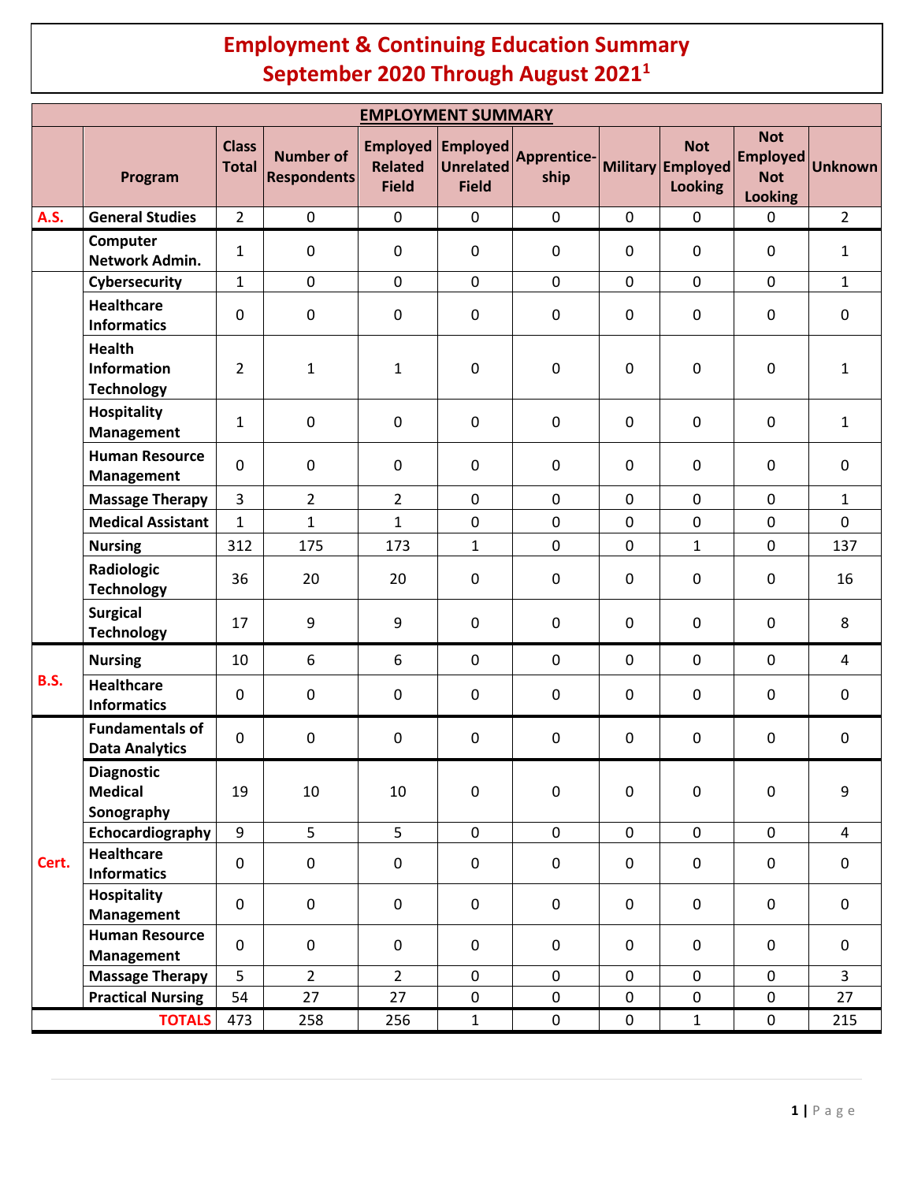# Employment & Continuing Education Summary
# September 2020 Through August 2021[1]

| EMPLOYMENT SUMMARY | | | | | | | | | | |
|---|---|---|---|---|---|---|---|---|---|---|
| | Program | Class Total | Number of Respondents | Employed Related Field | Employed Unrelated Field | Apprentice-ship | Military | Not Employed Looking | Not Employed Not Looking | Unknown |
| A.S. | General Studies | 2 | 0 | 0 | 0 | 0 | 0 | 0 | 0 | 2 |
| | Computer Network Admin. | 1 | 0 | 0 | 0 | 0 | 0 | 0 | 0 | 1 |
| | Cybersecurity | 1 | 0 | 0 | 0 | 0 | 0 | 0 | 0 | 1 |
| | Healthcare Informatics | 0 | 0 | 0 | 0 | 0 | 0 | 0 | 0 | 0 |
| | Health Information Technology | 2 | 1 | 1 | 0 | 0 | 0 | 0 | 0 | 1 |
| | Hospitality Management | 1 | 0 | 0 | 0 | 0 | 0 | 0 | 0 | 1 |
| | Human Resource Management | 0 | 0 | 0 | 0 | 0 | 0 | 0 | 0 | 0 |
| | Massage Therapy | 3 | 2 | 2 | 0 | 0 | 0 | 0 | 0 | 1 |
| | Medical Assistant | 1 | 1 | 1 | 0 | 0 | 0 | 0 | 0 | 0 |
| | Nursing | 312 | 175 | 173 | 1 | 0 | 0 | 1 | 0 | 137 |
| | Radiologic Technology | 36 | 20 | 20 | 0 | 0 | 0 | 0 | 0 | 16 |
| | Surgical Technology | 17 | 9 | 9 | 0 | 0 | 0 | 0 | 0 | 8 |
| B.S. | Nursing | 10 | 6 | 6 | 0 | 0 | 0 | 0 | 0 | 4 |
| | Healthcare Informatics | 0 | 0 | 0 | 0 | 0 | 0 | 0 | 0 | 0 |
| Cert. | Fundamentals of Data Analytics | 0 | 0 | 0 | 0 | 0 | 0 | 0 | 0 | 0 |
| | Diagnostic Medical Sonography | 19 | 10 | 10 | 0 | 0 | 0 | 0 | 0 | 9 |
| | Echocardiography | 9 | 5 | 5 | 0 | 0 | 0 | 0 | 0 | 4 |
| | Healthcare Informatics | 0 | 0 | 0 | 0 | 0 | 0 | 0 | 0 | 0 |
| | Hospitality Management | 0 | 0 | 0 | 0 | 0 | 0 | 0 | 0 | 0 |
| | Human Resource Management | 0 | 0 | 0 | 0 | 0 | 0 | 0 | 0 | 0 |
| | Massage Therapy | 5 | 2 | 2 | 0 | 0 | 0 | 0 | 0 | 3 |
| | Practical Nursing | 54 | 27 | 27 | 0 | 0 | 0 | 0 | 0 | 27 |
| | **TOTALS** | 473 | 258 | 256 | 1 | 0 | 0 | 1 | 0 | 215 |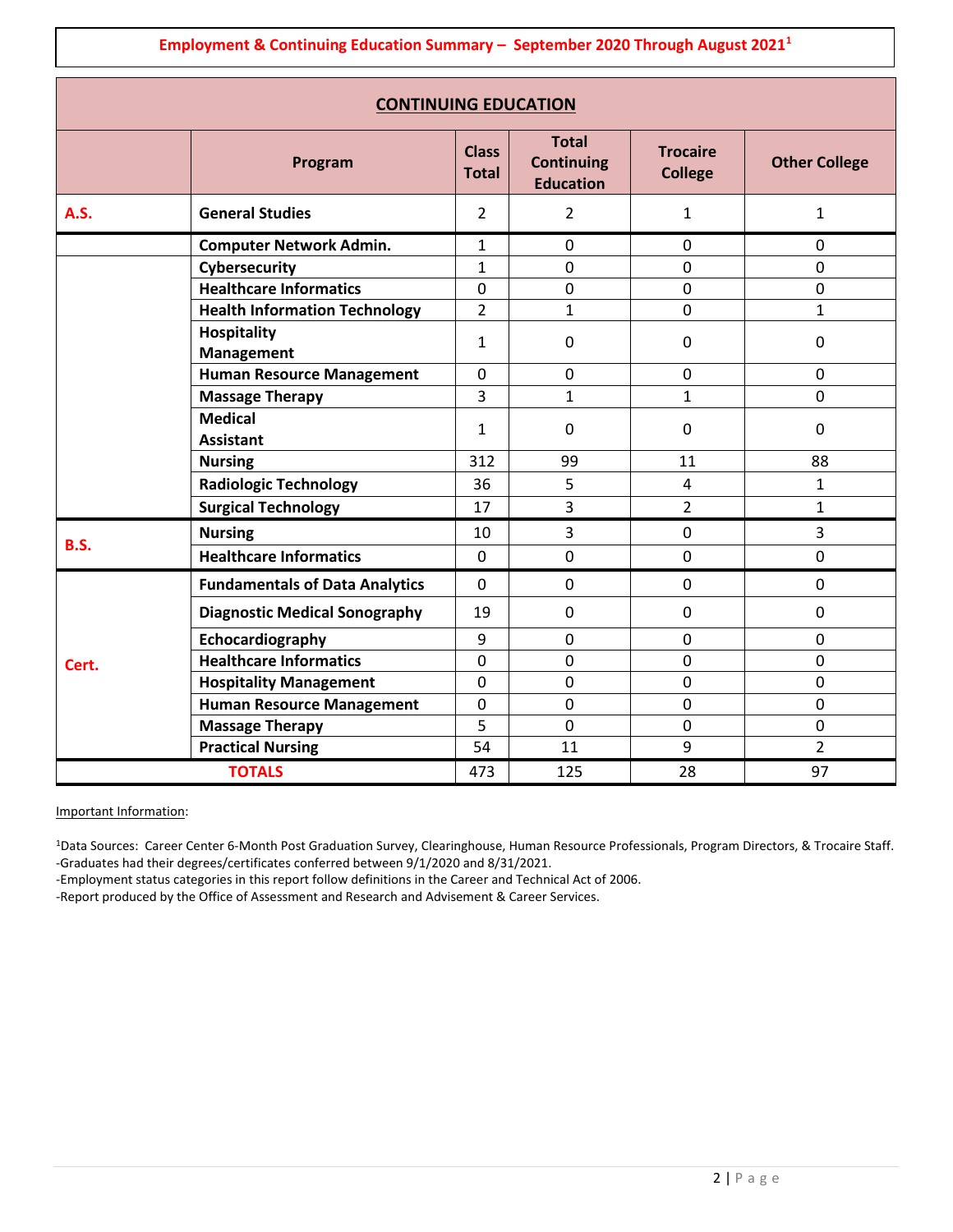**Employment & Continuing Education Summary – September 2020 Through August 2021[1]**

## CONTINUING EDUCATION

| | Program | Class Total | Total Continuing Education | Trocaire College | Other College |
|---|---|---|---|---|---|
| A.S. | General Studies | 2 | 2 | 1 | 1 |
| | Computer Network Admin. | 1 | 0 | 0 | 0 |
| | Cybersecurity | 1 | 0 | 0 | 0 |
| | Healthcare Informatics | 0 | 0 | 0 | 0 |
| | Health Information Technology | 2 | 1 | 0 | 1 |
| | Hospitality Management | 1 | 0 | 0 | 0 |
| | Human Resource Management | 0 | 0 | 0 | 0 |
| | Massage Therapy | 3 | 1 | 1 | 0 |
| | Medical Assistant | 1 | 0 | 0 | 0 |
| | Nursing | 312 | 99 | 11 | 88 |
| | Radiologic Technology | 36 | 5 | 4 | 1 |
| | Surgical Technology | 17 | 3 | 2 | 1 |
| B.S. | Nursing | 10 | 3 | 0 | 3 |
| | Healthcare Informatics | 0 | 0 | 0 | 0 |
| Cert. | Fundamentals of Data Analytics | 0 | 0 | 0 | 0 |
| | Diagnostic Medical Sonography | 19 | 0 | 0 | 0 |
| | Echocardiography | 9 | 0 | 0 | 0 |
| | Healthcare Informatics | 0 | 0 | 0 | 0 |
| | Hospitality Management | 0 | 0 | 0 | 0 |
| | Human Resource Management | 0 | 0 | 0 | 0 |
| | Massage Therapy | 5 | 0 | 0 | 0 |
| | Practical Nursing | 54 | 11 | 9 | 2 |
| **TOTALS** | | 473 | 125 | 28 | 97 |

Important Information:

[1]Data Sources: Career Center 6-Month Post Graduation Survey, Clearinghouse, Human Resource Professionals, Program Directors, & Trocaire Staff.
-Graduates had their degrees/certificates conferred between 9/1/2020 and 8/31/2021.
-Employment status categories in this report follow definitions in the Career and Technical Act of 2006.
-Report produced by the Office of Assessment and Research and Advisement & Career Services.